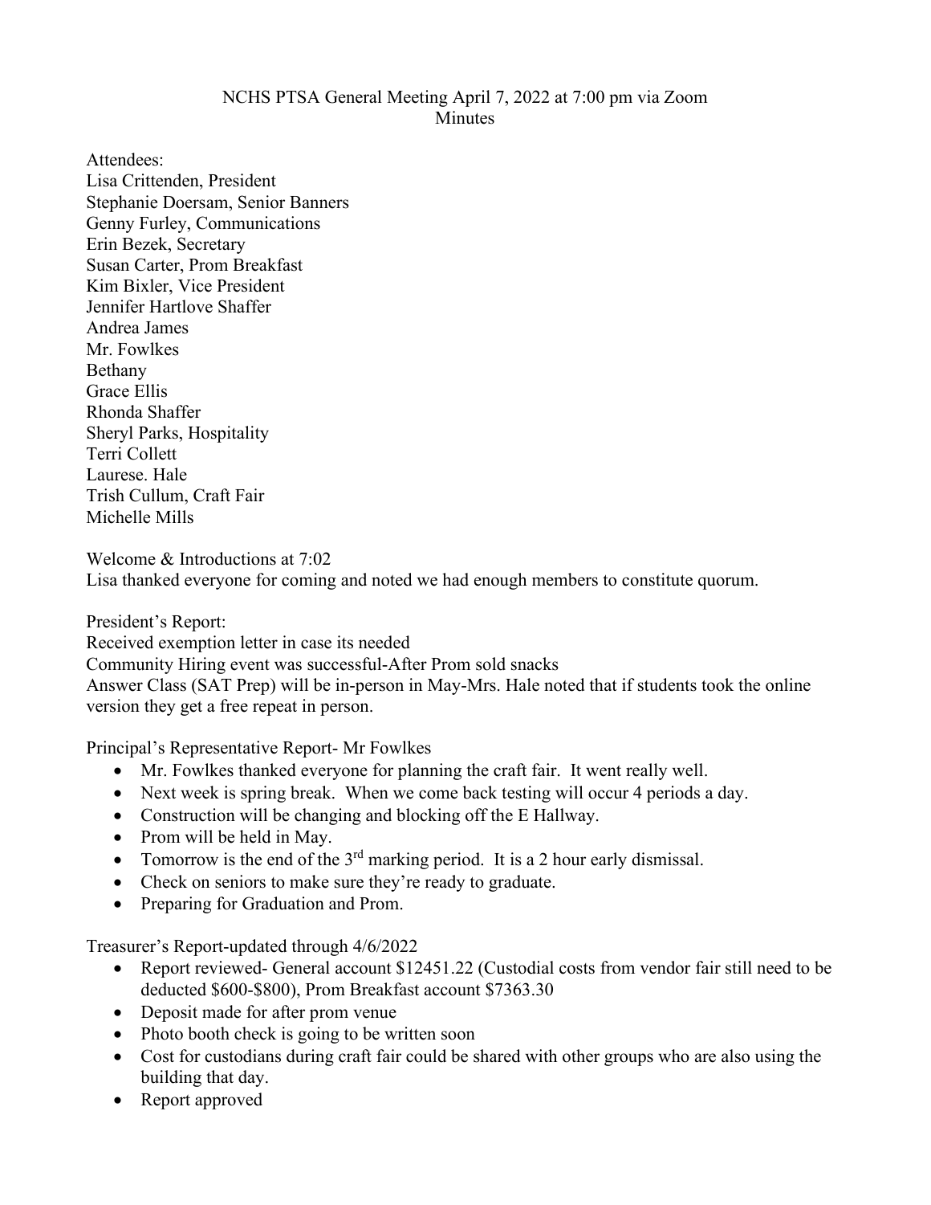# NCHS PTSA General Meeting April 7, 2022 at 7:00 pm via Zoom
## Minutes

Attendees:
Lisa Crittenden, President
Stephanie Doersam, Senior Banners
Genny Furley, Communications
Erin Bezek, Secretary
Susan Carter, Prom Breakfast
Kim Bixler, Vice President
Jennifer Hartlove Shaffer
Andrea James
Mr. Fowlkes
Bethany
Grace Ellis
Rhonda Shaffer
Sheryl Parks, Hospitality
Terri Collett
Laurese. Hale
Trish Cullum, Craft Fair
Michelle Mills

Welcome & Introductions at 7:02
Lisa thanked everyone for coming and noted we had enough members to constitute quorum.

President's Report:
Received exemption letter in case its needed
Community Hiring event was successful-After Prom sold snacks
Answer Class (SAT Prep) will be in-person in May-Mrs. Hale noted that if students took the online version they get a free repeat in person.

Principal's Representative Report- Mr Fowlkes

- Mr. Fowlkes thanked everyone for planning the craft fair. It went really well.
- Next week is spring break. When we come back testing will occur 4 periods a day.
- Construction will be changing and blocking off the E Hallway.
- Prom will be held in May.
- Tomorrow is the end of the 3rd marking period. It is a 2 hour early dismissal.
- Check on seniors to make sure they're ready to graduate.
- Preparing for Graduation and Prom.

Treasurer's Report-updated through 4/6/2022

- Report reviewed- General account $12451.22 (Custodial costs from vendor fair still need to be deducted $600-$800), Prom Breakfast account $7363.30
- Deposit made for after prom venue
- Photo booth check is going to be written soon
- Cost for custodians during craft fair could be shared with other groups who are also using the building that day.
- Report approved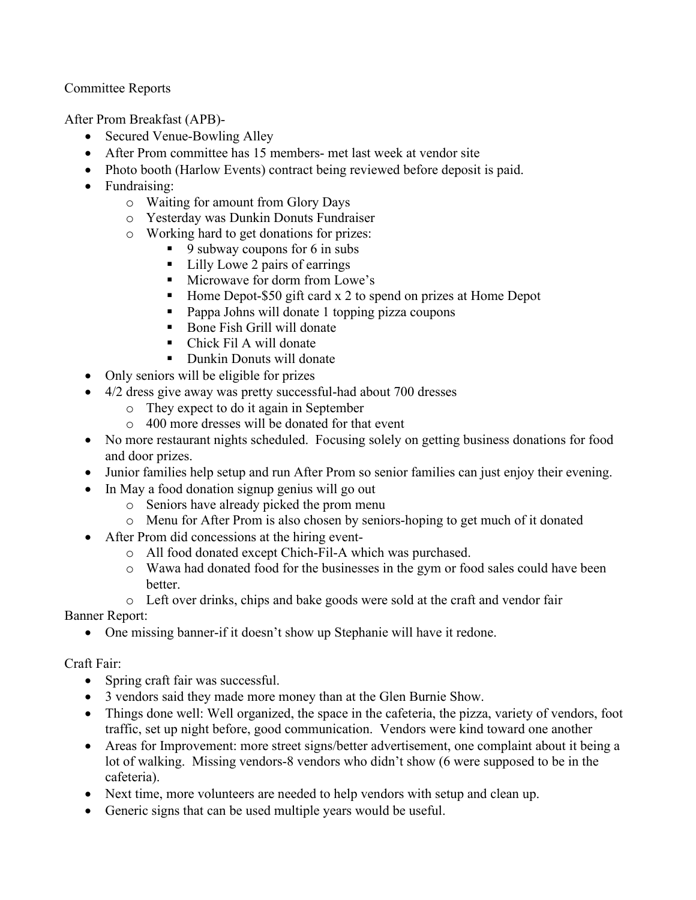Committee Reports

After Prom Breakfast (APB)-

- Secured Venue-Bowling Alley
- After Prom committee has 15 members- met last week at vendor site
- Photo booth (Harlow Events) contract being reviewed before deposit is paid.
- Fundraising:
  - Waiting for amount from Glory Days
  - Yesterday was Dunkin Donuts Fundraiser
  - Working hard to get donations for prizes:
    - 9 subway coupons for 6 in subs
    - Lilly Lowe 2 pairs of earrings
    - Microwave for dorm from Lowe's
    - Home Depot-$50 gift card x 2 to spend on prizes at Home Depot
    - Pappa Johns will donate 1 topping pizza coupons
    - Bone Fish Grill will donate
    - Chick Fil A will donate
    - Dunkin Donuts will donate
- Only seniors will be eligible for prizes
- 4/2 dress give away was pretty successful-had about 700 dresses
  - They expect to do it again in September
  - 400 more dresses will be donated for that event
- No more restaurant nights scheduled. Focusing solely on getting business donations for food and door prizes.
- Junior families help setup and run After Prom so senior families can just enjoy their evening.
- In May a food donation signup genius will go out
  - Seniors have already picked the prom menu
  - Menu for After Prom is also chosen by seniors-hoping to get much of it donated
- After Prom did concessions at the hiring event-
  - All food donated except Chich-Fil-A which was purchased.
  - Wawa had donated food for the businesses in the gym or food sales could have been better.
  - Left over drinks, chips and bake goods were sold at the craft and vendor fair

Banner Report:

- One missing banner-if it doesn't show up Stephanie will have it redone.

Craft Fair:

- Spring craft fair was successful.
- 3 vendors said they made more money than at the Glen Burnie Show.
- Things done well: Well organized, the space in the cafeteria, the pizza, variety of vendors, foot traffic, set up night before, good communication. Vendors were kind toward one another
- Areas for Improvement: more street signs/better advertisement, one complaint about it being a lot of walking. Missing vendors-8 vendors who didn't show (6 were supposed to be in the cafeteria).
- Next time, more volunteers are needed to help vendors with setup and clean up.
- Generic signs that can be used multiple years would be useful.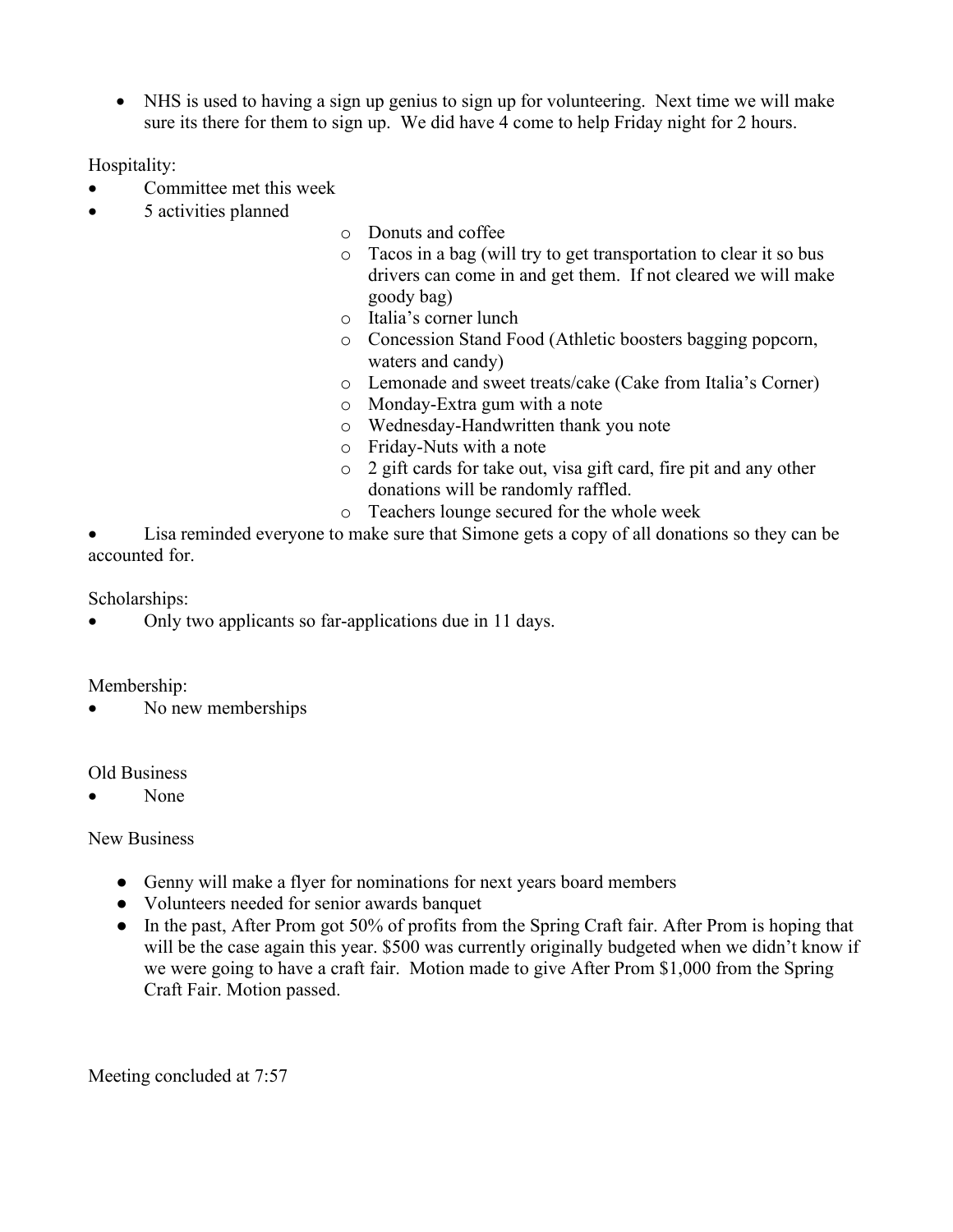- NHS is used to having a sign up genius to sign up for volunteering. Next time we will make sure its there for them to sign up. We did have 4 come to help Friday night for 2 hours.

Hospitality:

- Committee met this week
- 5 activities planned
  - Donuts and coffee
  - Tacos in a bag (will try to get transportation to clear it so bus drivers can come in and get them. If not cleared we will make goody bag)
  - Italia's corner lunch
  - Concession Stand Food (Athletic boosters bagging popcorn, waters and candy)
  - Lemonade and sweet treats/cake (Cake from Italia's Corner)
  - Monday-Extra gum with a note
  - Wednesday-Handwritten thank you note
  - Friday-Nuts with a note
  - 2 gift cards for take out, visa gift card, fire pit and any other donations will be randomly raffled.
  - Teachers lounge secured for the whole week
- Lisa reminded everyone to make sure that Simone gets a copy of all donations so they can be accounted for.

Scholarships:

- Only two applicants so far-applications due in 11 days.

Membership:

- No new memberships

Old Business

- None

New Business

- Genny will make a flyer for nominations for next years board members
- Volunteers needed for senior awards banquet
- In the past, After Prom got 50% of profits from the Spring Craft fair. After Prom is hoping that will be the case again this year. $500 was currently originally budgeted when we didn't know if we were going to have a craft fair. Motion made to give After Prom $1,000 from the Spring Craft Fair. Motion passed.

Meeting concluded at 7:57